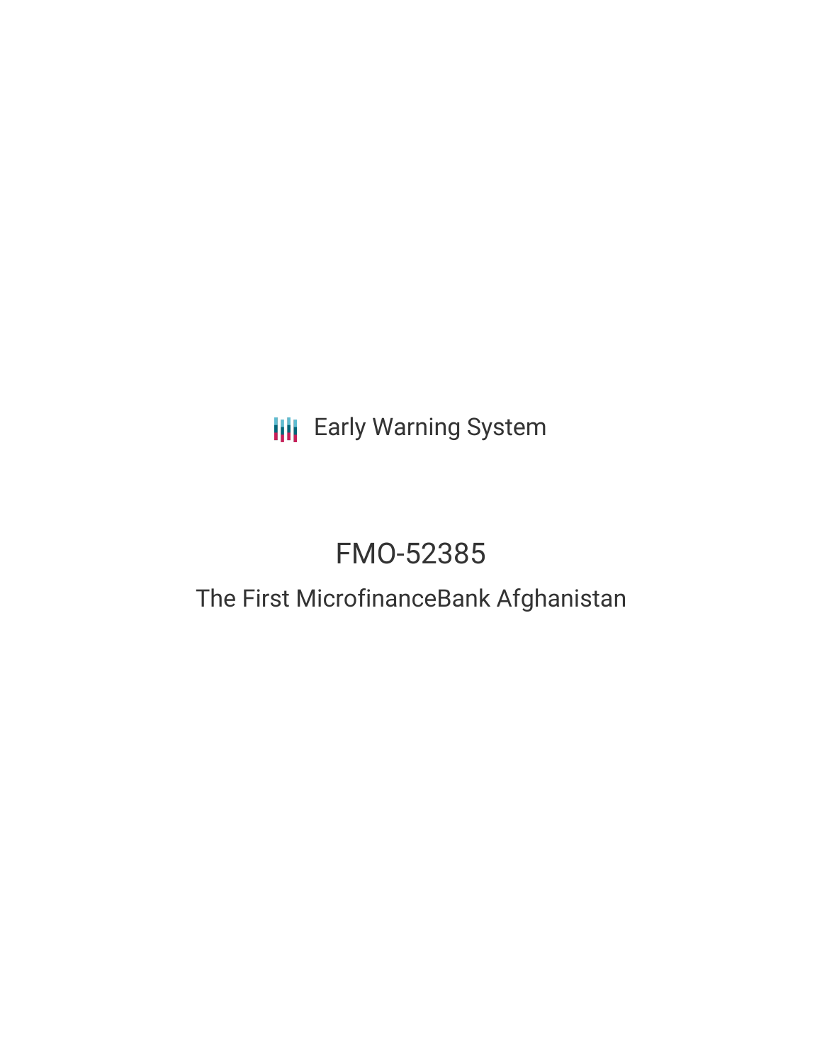Early Warning System

# FMO-52385

## The First MicrofinanceBank Afghanistan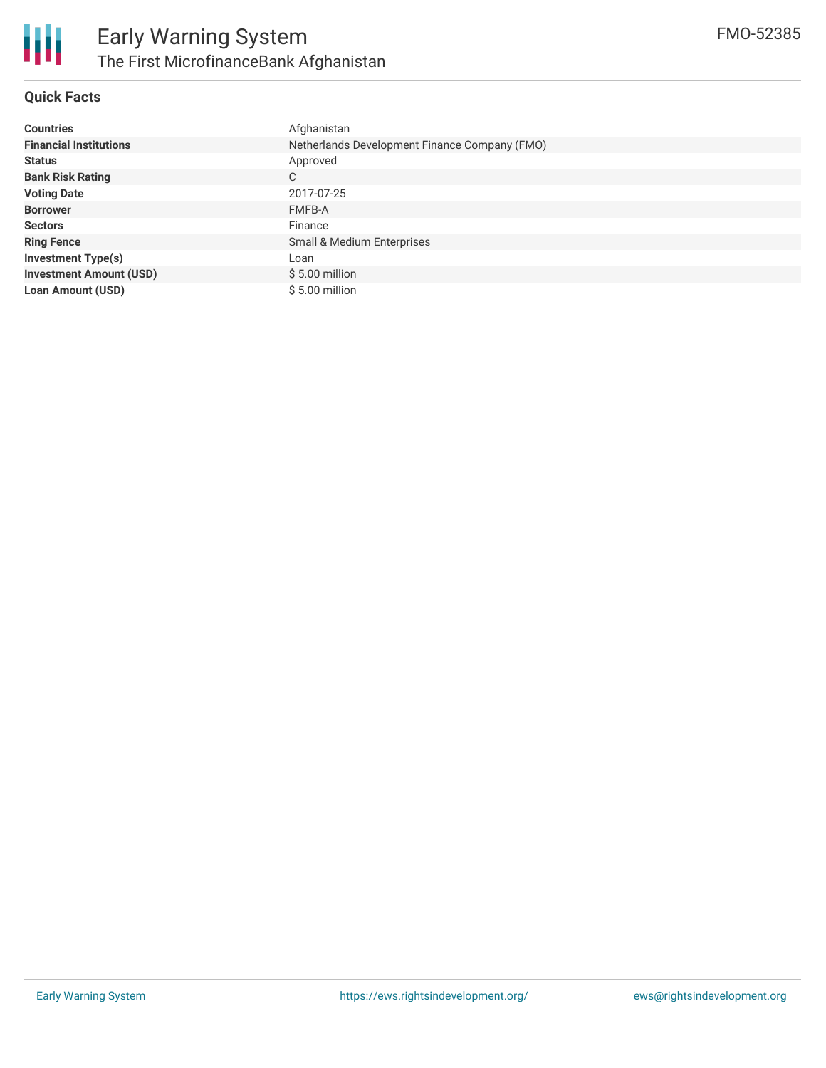# Early Warning System

## The First MicrofinanceBank Afghanistan

FMO-52385

### Quick Facts

| | |
|---|---|
| **Countries** | Afghanistan |
| **Financial Institutions** | Netherlands Development Finance Company (FMO) |
| **Status** | Approved |
| **Bank Risk Rating** | C |
| **Voting Date** | 2017-07-25 |
| **Borrower** | FMFB-A |
| **Sectors** | Finance |
| **Ring Fence** | Small & Medium Enterprises |
| **Investment Type(s)** | Loan |
| **Investment Amount (USD)** | $ 5.00 million |
| **Loan Amount (USD)** | $ 5.00 million |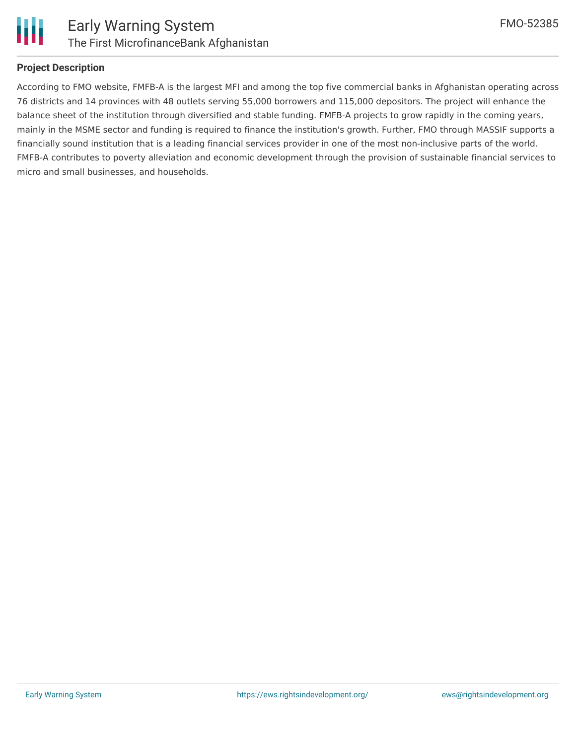## Project Description

According to FMO website, FMFB-A is the largest MFI and among the top five commercial banks in Afghanistan operating across 76 districts and 14 provinces with 48 outlets serving 55,000 borrowers and 115,000 depositors. The project will enhance the balance sheet of the institution through diversified and stable funding. FMFB-A projects to grow rapidly in the coming years, mainly in the MSME sector and funding is required to finance the institution's growth. Further, FMO through MASSIF supports a financially sound institution that is a leading financial services provider in one of the most non-inclusive parts of the world. FMFB-A contributes to poverty alleviation and economic development through the provision of sustainable financial services to micro and small businesses, and households.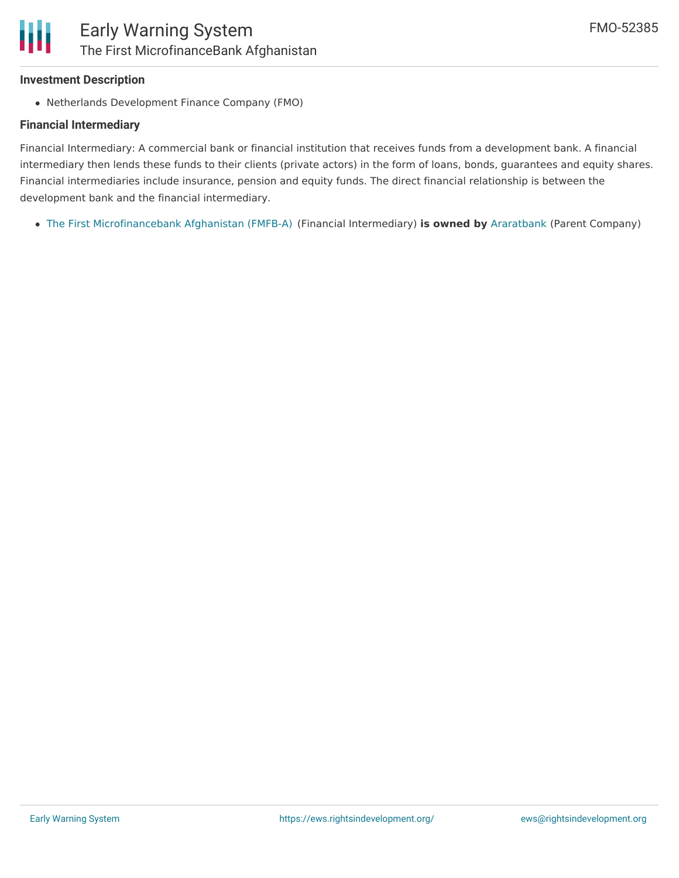### Investment Description

- Netherlands Development Finance Company (FMO)

### Financial Intermediary

Financial Intermediary: A commercial bank or financial institution that receives funds from a development bank. A financial intermediary then lends these funds to their clients (private actors) in the form of loans, bonds, guarantees and equity shares. Financial intermediaries include insurance, pension and equity funds. The direct financial relationship is between the development bank and the financial intermediary.

- The First Microfinancebank Afghanistan (FMFB-A) (Financial Intermediary) **is owned by** Araratbank (Parent Company)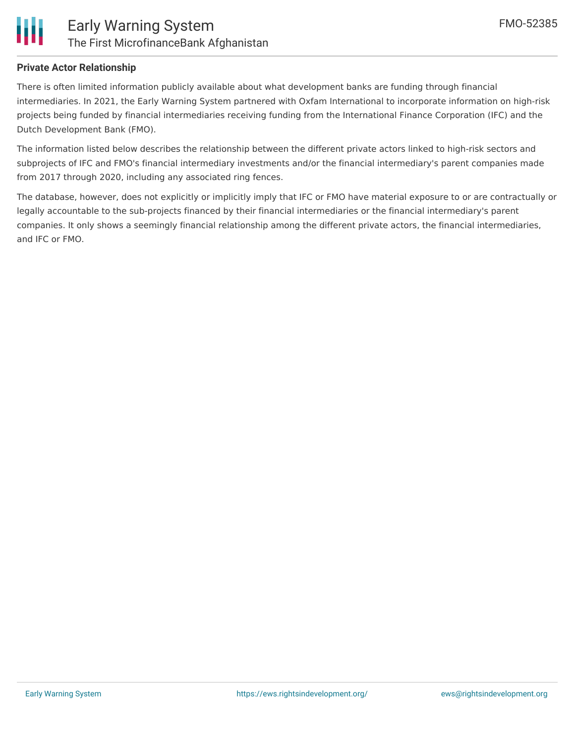**Private Actor Relationship**

There is often limited information publicly available about what development banks are funding through financial intermediaries. In 2021, the Early Warning System partnered with Oxfam International to incorporate information on high-risk projects being funded by financial intermediaries receiving funding from the International Finance Corporation (IFC) and the Dutch Development Bank (FMO).

The information listed below describes the relationship between the different private actors linked to high-risk sectors and subprojects of IFC and FMO's financial intermediary investments and/or the financial intermediary's parent companies made from 2017 through 2020, including any associated ring fences.

The database, however, does not explicitly or implicitly imply that IFC or FMO have material exposure to or are contractually or legally accountable to the sub-projects financed by their financial intermediaries or the financial intermediary's parent companies. It only shows a seemingly financial relationship among the different private actors, the financial intermediaries, and IFC or FMO.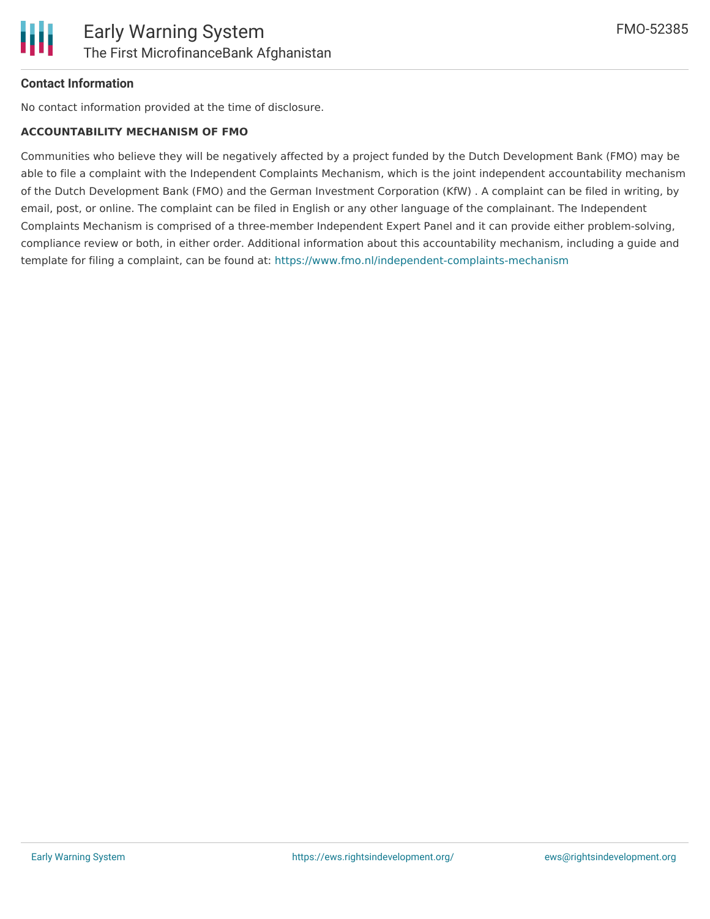**Contact Information**

No contact information provided at the time of disclosure.

**ACCOUNTABILITY MECHANISM OF FMO**

Communities who believe they will be negatively affected by a project funded by the Dutch Development Bank (FMO) may be able to file a complaint with the Independent Complaints Mechanism, which is the joint independent accountability mechanism of the Dutch Development Bank (FMO) and the German Investment Corporation (KfW) . A complaint can be filed in writing, by email, post, or online. The complaint can be filed in English or any other language of the complainant. The Independent Complaints Mechanism is comprised of a three-member Independent Expert Panel and it can provide either problem-solving, compliance review or both, in either order. Additional information about this accountability mechanism, including a guide and template for filing a complaint, can be found at: https://www.fmo.nl/independent-complaints-mechanism